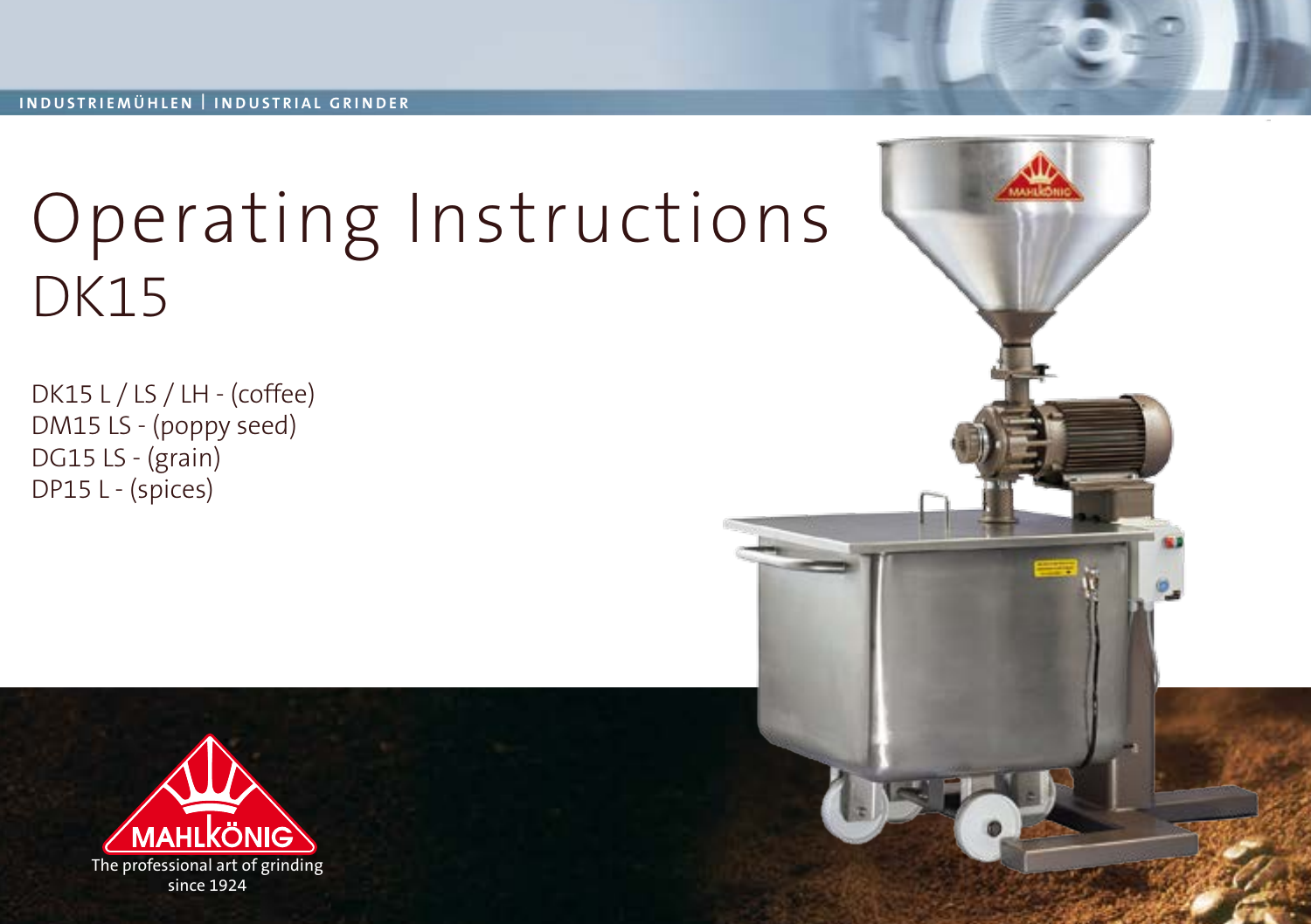INDUSTRIEMÜHLEN | INDUSTRIAL GRINDER

# Operating Instructions
## DK15

DK15 L / LS / LH - (coffee)
DM15 LS - (poppy seed)
DG15 LS - (grain)
DP15 L - (spices)

MAHLKÖNIG
The professional art of grinding
since 1924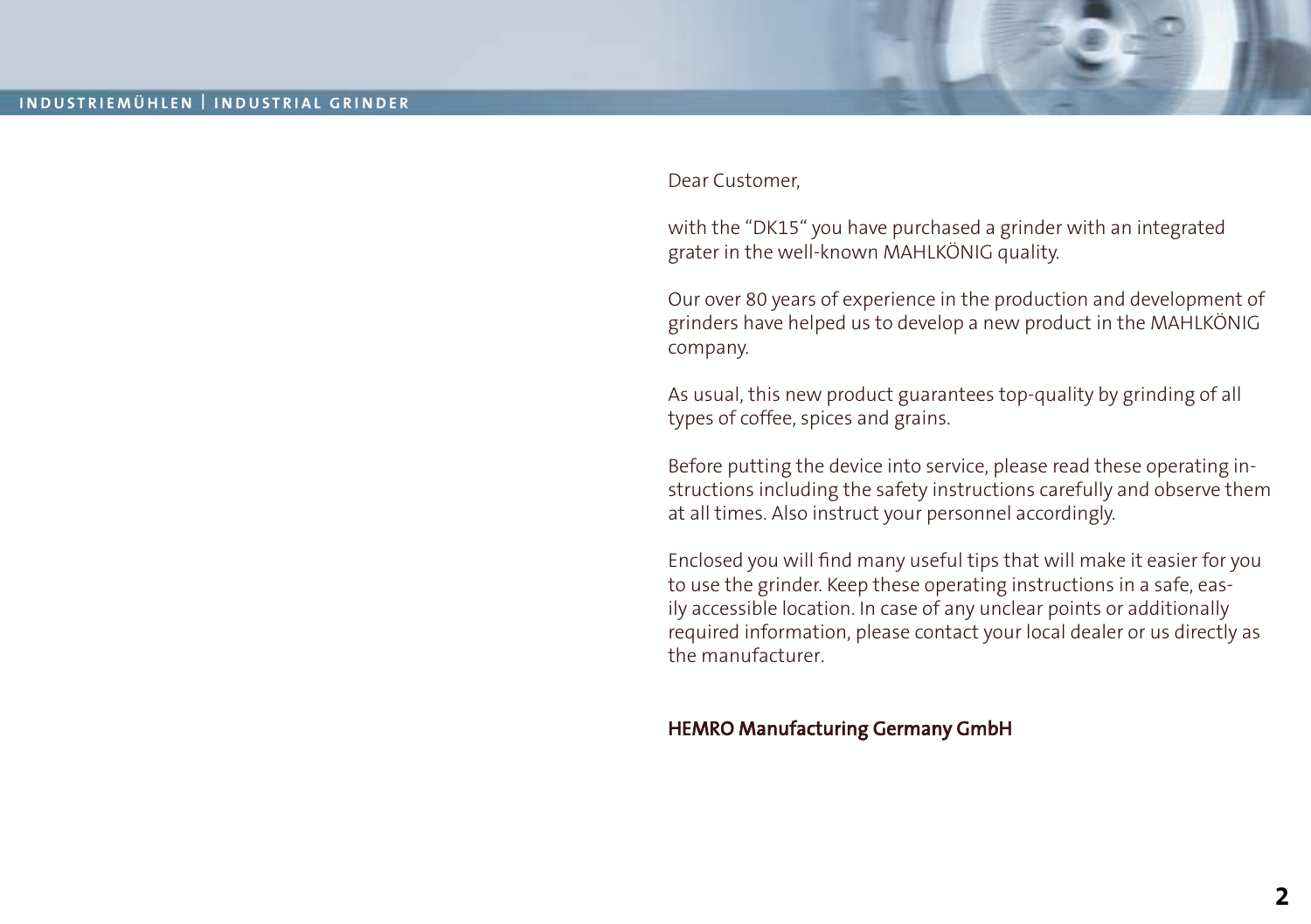Dear Customer,

with the “DK15“ you have purchased a grinder with an integrated grater in the well-known MAHLKÖNIG quality.

Our over 80 years of experience in the production and development of grinders have helped us to develop a new product in the MAHLKÖNIG company.

As usual, this new product guarantees top-quality by grinding of all types of coffee, spices and grains.

Before putting the device into service, please read these operating instructions including the safety instructions carefully and observe them at all times. Also instruct your personnel accordingly.

Enclosed you will find many useful tips that will make it easier for you to use the grinder. Keep these operating instructions in a safe, easily accessible location. In case of any unclear points or additionally required information, please contact your local dealer or us directly as the manufacturer.

**HEMRO Manufacturing Germany GmbH**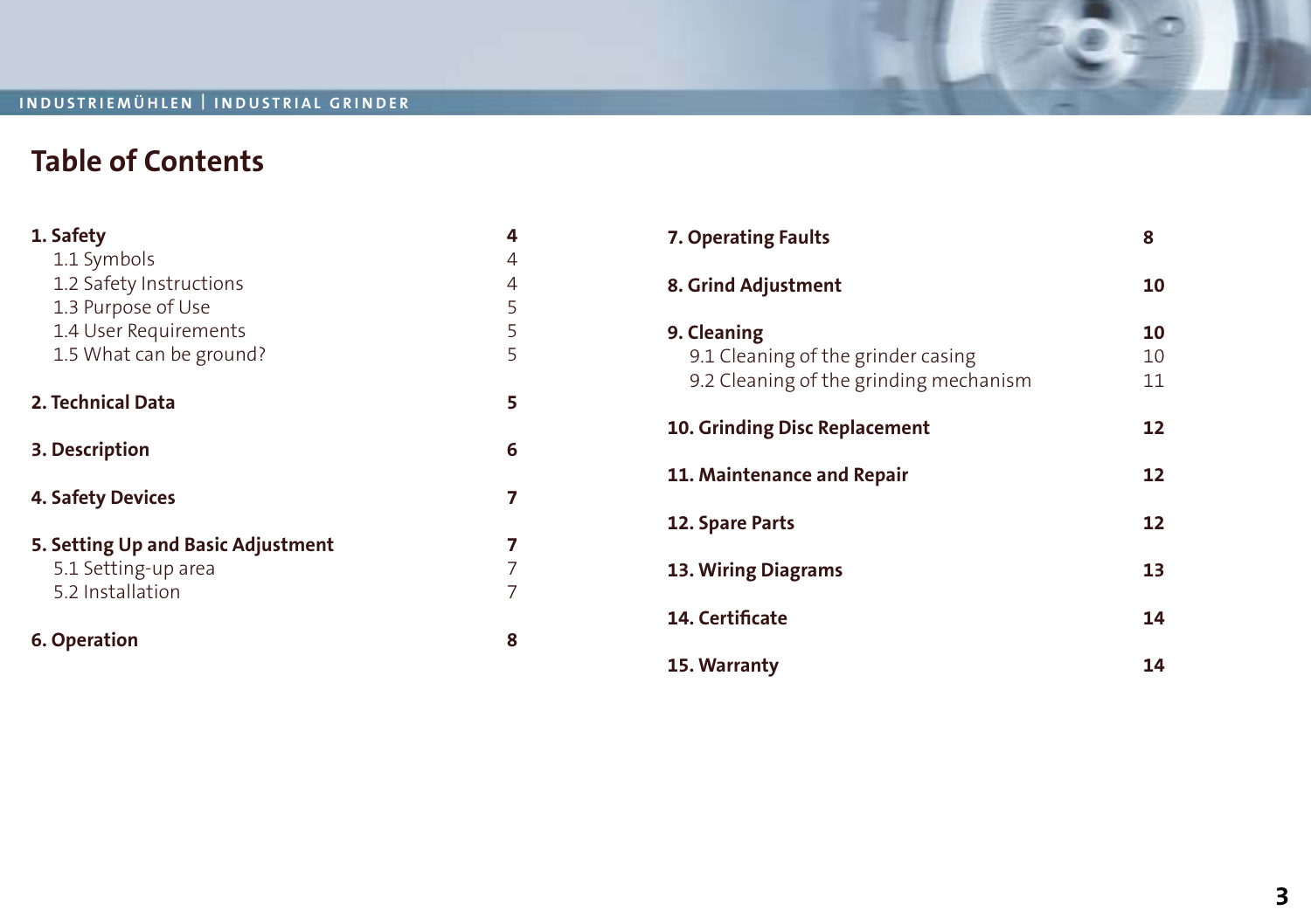# Table of Contents

| | |
|---|---|
| **1. Safety** | **4** |
| 1.1 Symbols | 4 |
| 1.2 Safety Instructions | 4 |
| 1.3 Purpose of Use | 5 |
| 1.4 User Requirements | 5 |
| 1.5 What can be ground? | 5 |
| **2. Technical Data** | **5** |
| **3. Description** | **6** |
| **4. Safety Devices** | **7** |
| **5. Setting Up and Basic Adjustment** | **7** |
| 5.1 Setting-up area | 7 |
| 5.2 Installation | 7 |
| **6. Operation** | **8** |
| **7. Operating Faults** | **8** |
| **8. Grind Adjustment** | **10** |
| **9. Cleaning** | **10** |
| 9.1 Cleaning of the grinder casing | 10 |
| 9.2 Cleaning of the grinding mechanism | 11 |
| **10. Grinding Disc Replacement** | **12** |
| **11. Maintenance and Repair** | **12** |
| **12. Spare Parts** | **12** |
| **13. Wiring Diagrams** | **13** |
| **14. Certificate** | **14** |
| **15. Warranty** | **14** |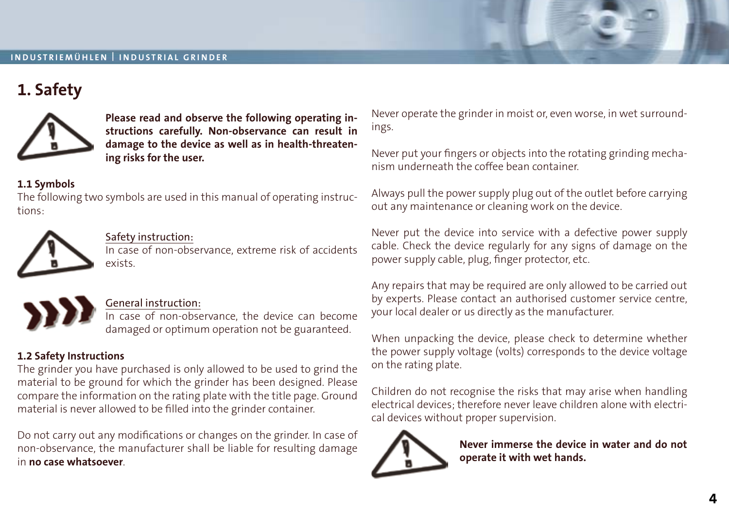# 1. Safety

**Please read and observe the following operating instructions carefully. Non-observance can result in damage to the device as well as in health-threatening risks for the user.**

### 1.1 Symbols

The following two symbols are used in this manual of operating instructions:

Safety instruction:
In case of non-observance, extreme risk of accidents exists.

General instruction:
In case of non-observance, the device can become damaged or optimum operation not be guaranteed.

### 1.2 Safety Instructions

The grinder you have purchased is only allowed to be used to grind the material to be ground for which the grinder has been designed. Please compare the information on the rating plate with the title page. Ground material is never allowed to be filled into the grinder container.

Do not carry out any modifications or changes on the grinder. In case of non-observance, the manufacturer shall be liable for resulting damage in **no case whatsoever**.

Never operate the grinder in moist or, even worse, in wet surroundings.

Never put your fingers or objects into the rotating grinding mechanism underneath the coffee bean container.

Always pull the power supply plug out of the outlet before carrying out any maintenance or cleaning work on the device.

Never put the device into service with a defective power supply cable. Check the device regularly for any signs of damage on the power supply cable, plug, finger protector, etc.

Any repairs that may be required are only allowed to be carried out by experts. Please contact an authorised customer service centre, your local dealer or us directly as the manufacturer.

When unpacking the device, please check to determine whether the power supply voltage (volts) corresponds to the device voltage on the rating plate.

Children do not recognise the risks that may arise when handling electrical devices; therefore never leave children alone with electrical devices without proper supervision.

**Never immerse the device in water and do not operate it with wet hands.**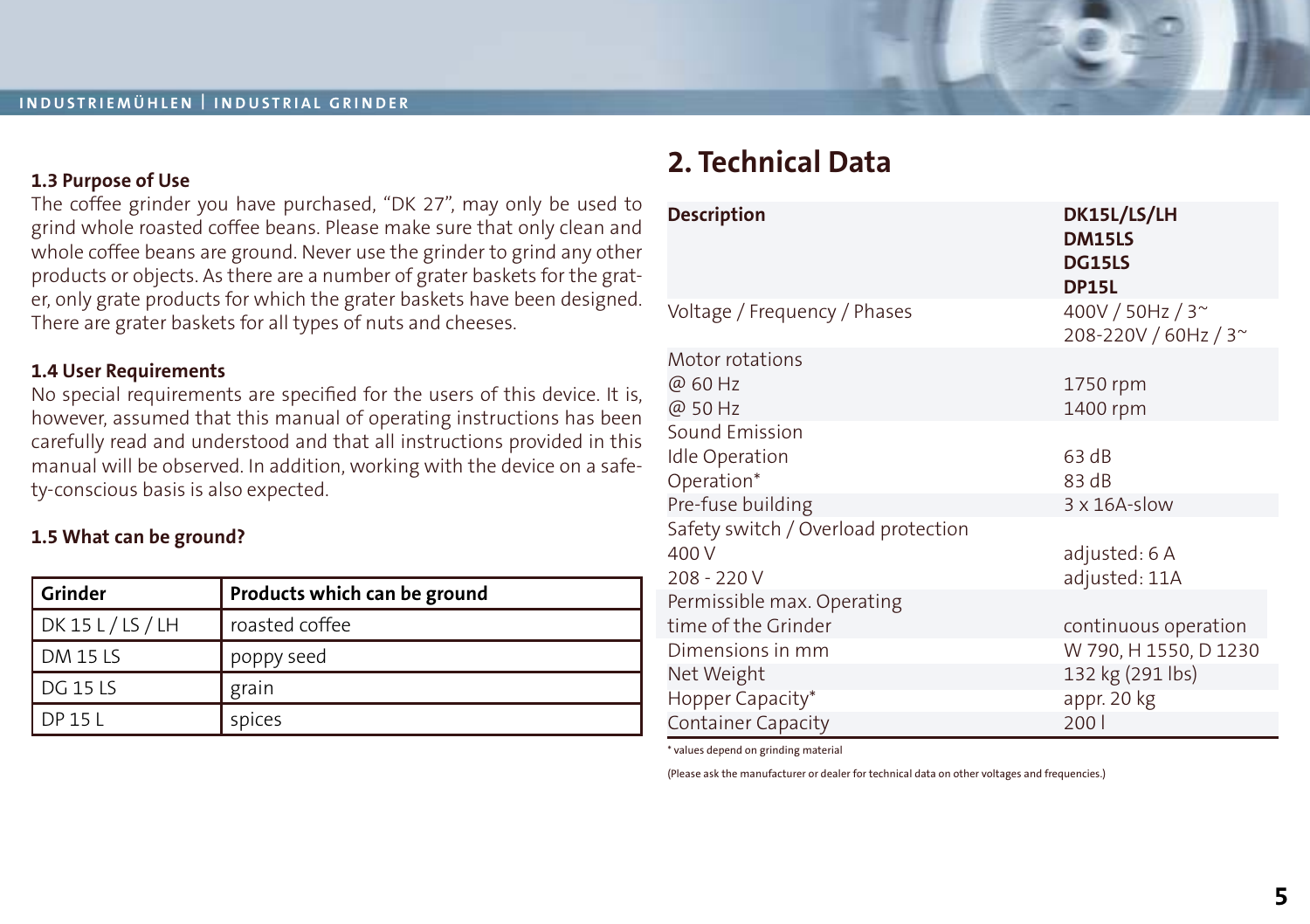### 1.3 Purpose of Use

The coffee grinder you have purchased, “DK 27”, may only be used to grind whole roasted coffee beans. Please make sure that only clean and whole coffee beans are ground. Never use the grinder to grind any other products or objects. As there are a number of grater baskets for the grater, only grate products for which the grater baskets have been designed. There are grater baskets for all types of nuts and cheeses.

### 1.4 User Requirements

No special requirements are specified for the users of this device. It is, however, assumed that this manual of operating instructions has been carefully read and understood and that all instructions provided in this manual will be observed. In addition, working with the device on a safety-conscious basis is also expected.

### 1.5 What can be ground?

| Grinder | Products which can be ground |
|---|---|
| DK 15 L / LS / LH | roasted coffee |
| DM 15 LS | poppy seed |
| DG 15 LS | grain |
| DP 15 L | spices |

## 2. Technical Data

| Description | DK15L/LS/LH<br>DM15LS<br>DG15LS<br>DP15L |
|---|---|
| Voltage / Frequency / Phases | 400V / 50Hz / 3~<br>208-220V / 60Hz / 3~ |
| Motor rotations | |
| @ 60 Hz | 1750 rpm |
| @ 50 Hz | 1400 rpm |
| Sound Emission | |
| Idle Operation | 63 dB |
| Operation* | 83 dB |
| Pre-fuse building | 3 x 16A-slow |
| Safety switch / Overload protection | |
| 400 V | adjusted: 6 A |
| 208 - 220 V | adjusted: 11A |
| Permissible max. Operating time of the Grinder | continuous operation |
| Dimensions in mm | W 790, H 1550, D 1230 |
| Net Weight | 132 kg (291 lbs) |
| Hopper Capacity* | appr. 20 kg |
| Container Capacity | 200 l |

\* values depend on grinding material

(Please ask the manufacturer or dealer for technical data on other voltages and frequencies.)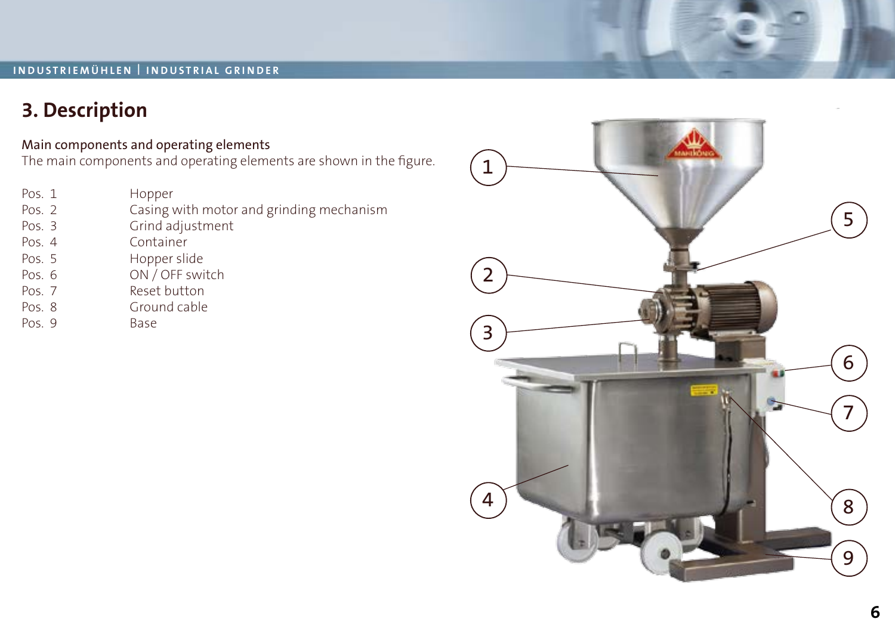## 3. Description

### Main components and operating elements

The main components and operating elements are shown in the figure.

| | |
|---|---|
| Pos. 1 | Hopper |
| Pos. 2 | Casing with motor and grinding mechanism |
| Pos. 3 | Grind adjustment |
| Pos. 4 | Container |
| Pos. 5 | Hopper slide |
| Pos. 6 | ON / OFF switch |
| Pos. 7 | Reset button |
| Pos. 8 | Ground cable |
| Pos. 9 | Base |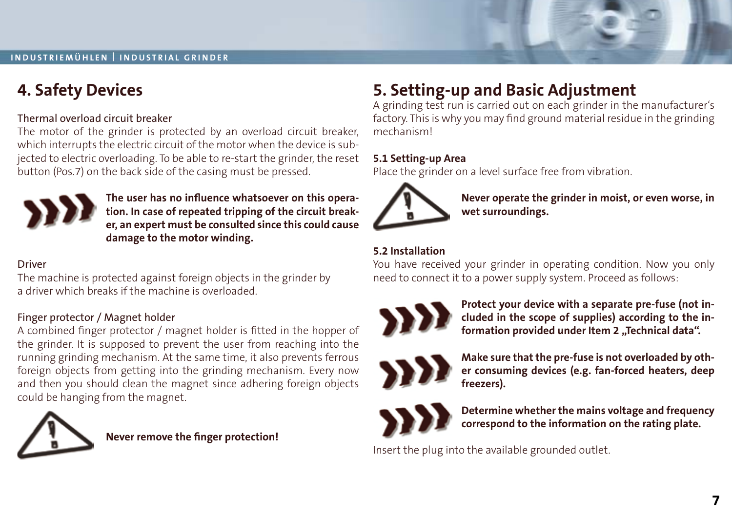# 4. Safety Devices

Thermal overload circuit breaker

The motor of the grinder is protected by an overload circuit breaker, which interrupts the electric circuit of the motor when the device is subjected to electric overloading. To be able to re-start the grinder, the reset button (Pos.7) on the back side of the casing must be pressed.

**The user has no influence whatsoever on this operation. In case of repeated tripping of the circuit breaker, an expert must be consulted since this could cause damage to the motor winding.**

Driver

The machine is protected against foreign objects in the grinder by a driver which breaks if the machine is overloaded.

Finger protector / Magnet holder

A combined finger protector / magnet holder is fitted in the hopper of the grinder. It is supposed to prevent the user from reaching into the running grinding mechanism. At the same time, it also prevents ferrous foreign objects from getting into the grinding mechanism. Every now and then you should clean the magnet since adhering foreign objects could be hanging from the magnet.

**Never remove the finger protection!**

# 5. Setting-up and Basic Adjustment

A grinding test run is carried out on each grinder in the manufacturer's factory. This is why you may find ground material residue in the grinding mechanism!

## 5.1 Setting-up Area

Place the grinder on a level surface free from vibration.

**Never operate the grinder in moist, or even worse, in wet surroundings.**

## 5.2 Installation

You have received your grinder in operating condition. Now you only need to connect it to a power supply system. Proceed as follows:

**Protect your device with a separate pre-fuse (not included in the scope of supplies) according to the information provided under Item 2 „Technical data".**

**Make sure that the pre-fuse is not overloaded by other consuming devices (e.g. fan-forced heaters, deep freezers).**

**Determine whether the mains voltage and frequency correspond to the information on the rating plate.**

Insert the plug into the available grounded outlet.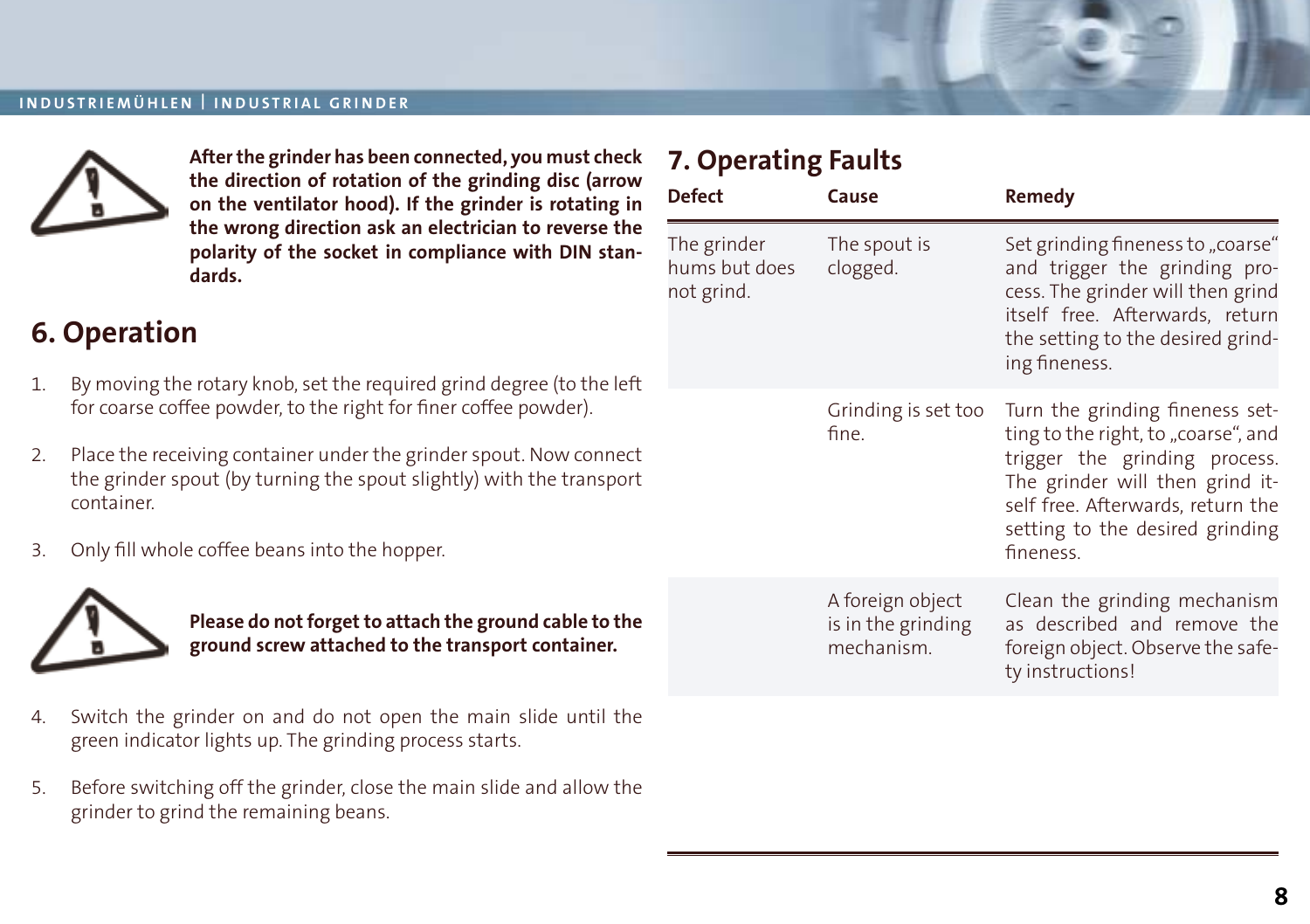**After the grinder has been connected, you must check the direction of rotation of the grinding disc (arrow on the ventilator hood). If the grinder is rotating in the wrong direction ask an electrician to reverse the polarity of the socket in compliance with DIN standards.**

## 6. Operation

1. By moving the rotary knob, set the required grind degree (to the left for coarse coffee powder, to the right for finer coffee powder).

2. Place the receiving container under the grinder spout. Now connect the grinder spout (by turning the spout slightly) with the transport container.

3. Only fill whole coffee beans into the hopper.

**Please do not forget to attach the ground cable to the ground screw attached to the transport container.**

4. Switch the grinder on and do not open the main slide until the green indicator lights up. The grinding process starts.

5. Before switching off the grinder, close the main slide and allow the grinder to grind the remaining beans.

## 7. Operating Faults

| Defect | Cause | Remedy |
|---|---|---|
| The grinder hums but does not grind. | The spout is clogged. | Set grinding fineness to „coarse" and trigger the grinding process. The grinder will then grind itself free. Afterwards, return the setting to the desired grinding fineness. |
| | Grinding is set too fine. | Turn the grinding fineness setting to the right, to „coarse", and trigger the grinding process. The grinder will then grind itself free. Afterwards, return the setting to the desired grinding fineness. |
| | A foreign object is in the grinding mechanism. | Clean the grinding mechanism as described and remove the foreign object. Observe the safety instructions! |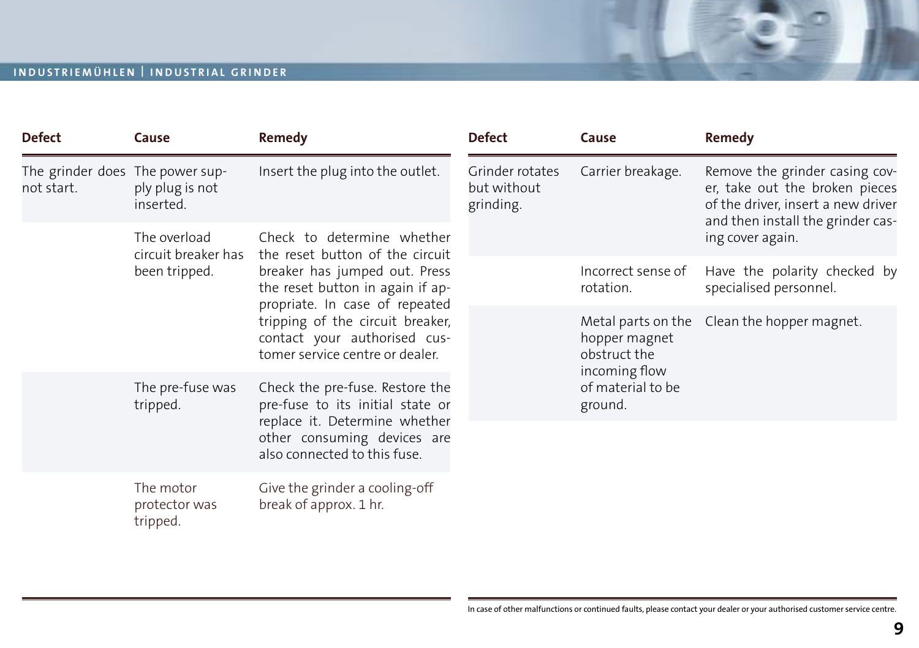| Defect | Cause | Remedy |
|---|---|---|
| The grinder does not start. | The power supply plug is not inserted. | Insert the plug into the outlet. |
| | The overload circuit breaker has been tripped. | Check to determine whether the reset button of the circuit breaker has jumped out. Press the reset button in again if appropriate. In case of repeated tripping of the circuit breaker, contact your authorised customer service centre or dealer. |
| | The pre-fuse was tripped. | Check the pre-fuse. Restore the pre-fuse to its initial state or replace it. Determine whether other consuming devices are also connected to this fuse. |
| | The motor protector was tripped. | Give the grinder a cooling-off break of approx. 1 hr. |
| Grinder rotates but without grinding. | Carrier breakage. | Remove the grinder casing cover, take out the broken pieces of the driver, insert a new driver and then install the grinder casing cover again. |
| | Incorrect sense of rotation. | Have the polarity checked by specialised personnel. |
| | Metal parts on the hopper magnet obstruct the incoming flow of material to be ground. | Clean the hopper magnet. |

In case of other malfunctions or continued faults, please contact your dealer or your authorised customer service centre.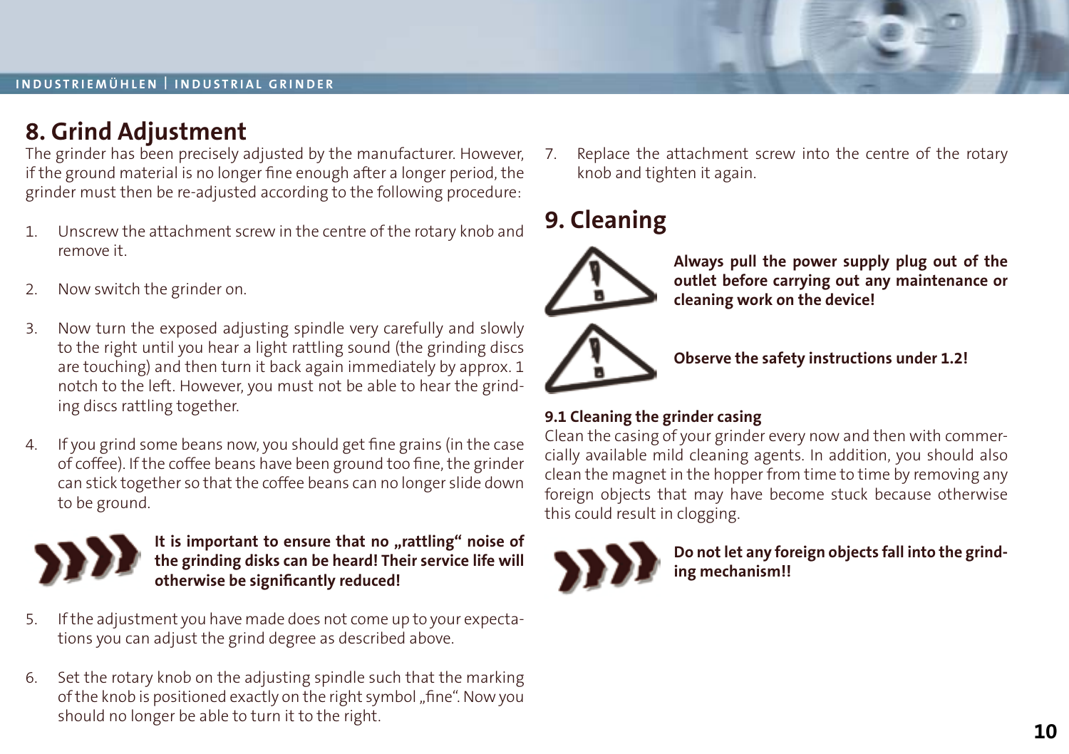## 8. Grind Adjustment

The grinder has been precisely adjusted by the manufacturer. However, if the ground material is no longer fine enough after a longer period, the grinder must then be re-adjusted according to the following procedure:

1. Unscrew the attachment screw in the centre of the rotary knob and remove it.

2. Now switch the grinder on.

3. Now turn the exposed adjusting spindle very carefully and slowly to the right until you hear a light rattling sound (the grinding discs are touching) and then turn it back again immediately by approx. 1 notch to the left. However, you must not be able to hear the grinding discs rattling together.

4. If you grind some beans now, you should get fine grains (in the case of coffee). If the coffee beans have been ground too fine, the grinder can stick together so that the coffee beans can no longer slide down to be ground.

**It is important to ensure that no „rattling“ noise of the grinding disks can be heard! Their service life will otherwise be significantly reduced!**

5. If the adjustment you have made does not come up to your expectations you can adjust the grind degree as described above.

6. Set the rotary knob on the adjusting spindle such that the marking of the knob is positioned exactly on the right symbol „fine“. Now you should no longer be able to turn it to the right.

7. Replace the attachment screw into the centre of the rotary knob and tighten it again.

## 9. Cleaning

**Always pull the power supply plug out of the outlet before carrying out any maintenance or cleaning work on the device!**

**Observe the safety instructions under 1.2!**

### 9.1 Cleaning the grinder casing

Clean the casing of your grinder every now and then with commercially available mild cleaning agents. In addition, you should also clean the magnet in the hopper from time to time by removing any foreign objects that may have become stuck because otherwise this could result in clogging.

**Do not let any foreign objects fall into the grinding mechanism!!**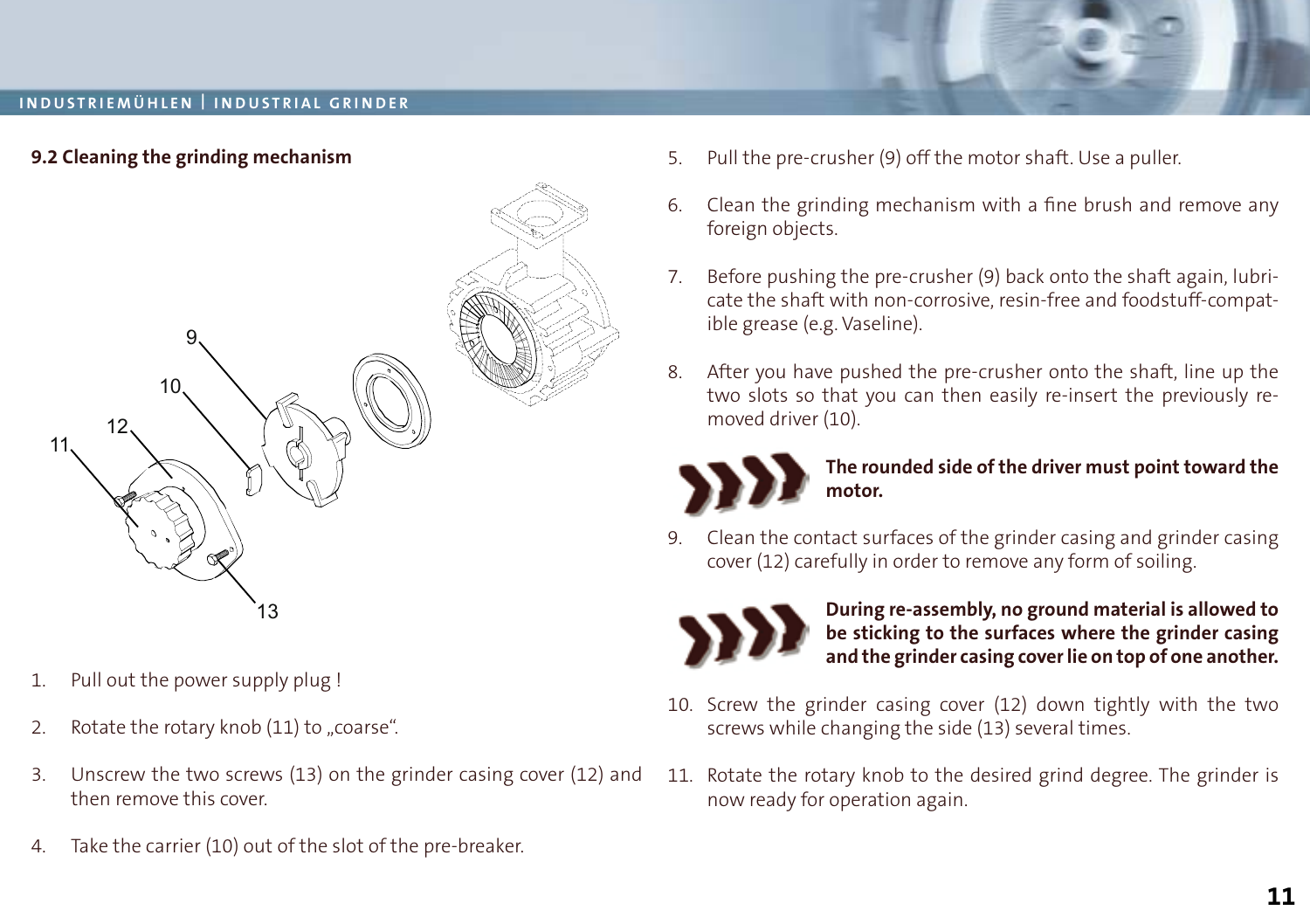## 9.2 Cleaning the grinding mechanism

1. Pull out the power supply plug !
2. Rotate the rotary knob (11) to „coarse“.
3. Unscrew the two screws (13) on the grinder casing cover (12) and then remove this cover.
4. Take the carrier (10) out of the slot of the pre-breaker.
5. Pull the pre-crusher (9) off the motor shaft. Use a puller.
6. Clean the grinding mechanism with a fine brush and remove any foreign objects.
7. Before pushing the pre-crusher (9) back onto the shaft again, lubricate the shaft with non-corrosive, resin-free and foodstuff-compatible grease (e.g. Vaseline).
8. After you have pushed the pre-crusher onto the shaft, line up the two slots so that you can then easily re-insert the previously removed driver (10).

**The rounded side of the driver must point toward the motor.**

9. Clean the contact surfaces of the grinder casing and grinder casing cover (12) carefully in order to remove any form of soiling.

**During re-assembly, no ground material is allowed to be sticking to the surfaces where the grinder casing and the grinder casing cover lie on top of one another.**

10. Screw the grinder casing cover (12) down tightly with the two screws while changing the side (13) several times.
11. Rotate the rotary knob to the desired grind degree. The grinder is now ready for operation again.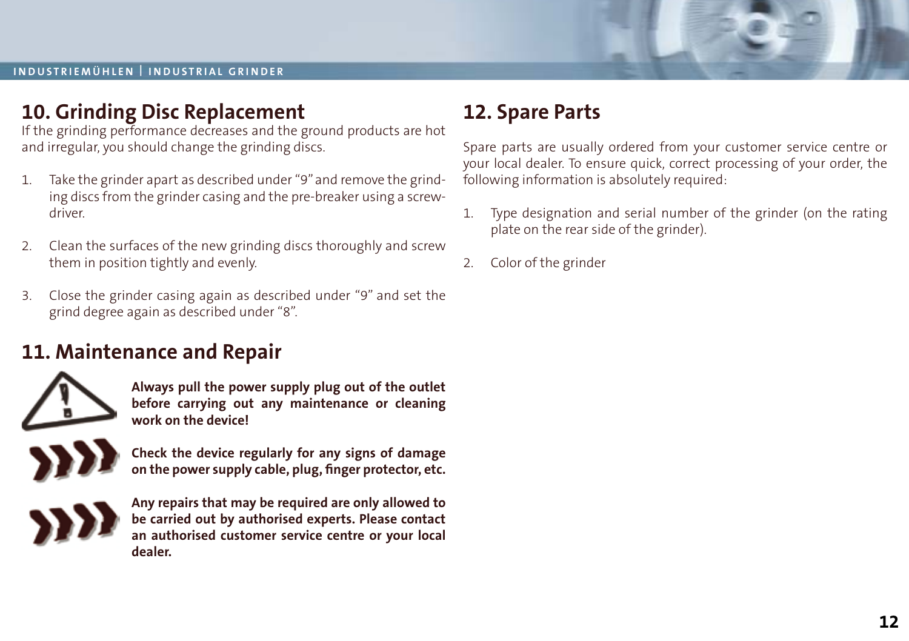## 10. Grinding Disc Replacement

If the grinding performance decreases and the ground products are hot and irregular, you should change the grinding discs.

1. Take the grinder apart as described under "9" and remove the grinding discs from the grinder casing and the pre-breaker using a screwdriver.
2. Clean the surfaces of the new grinding discs thoroughly and screw them in position tightly and evenly.
3. Close the grinder casing again as described under "9" and set the grind degree again as described under "8".

## 11. Maintenance and Repair

**Always pull the power supply plug out of the outlet before carrying out any maintenance or cleaning work on the device!**

**Check the device regularly for any signs of damage on the power supply cable, plug, finger protector, etc.**

**Any repairs that may be required are only allowed to be carried out by authorised experts. Please contact an authorised customer service centre or your local dealer.**

## 12. Spare Parts

Spare parts are usually ordered from your customer service centre or your local dealer. To ensure quick, correct processing of your order, the following information is absolutely required:

1. Type designation and serial number of the grinder (on the rating plate on the rear side of the grinder).
2. Color of the grinder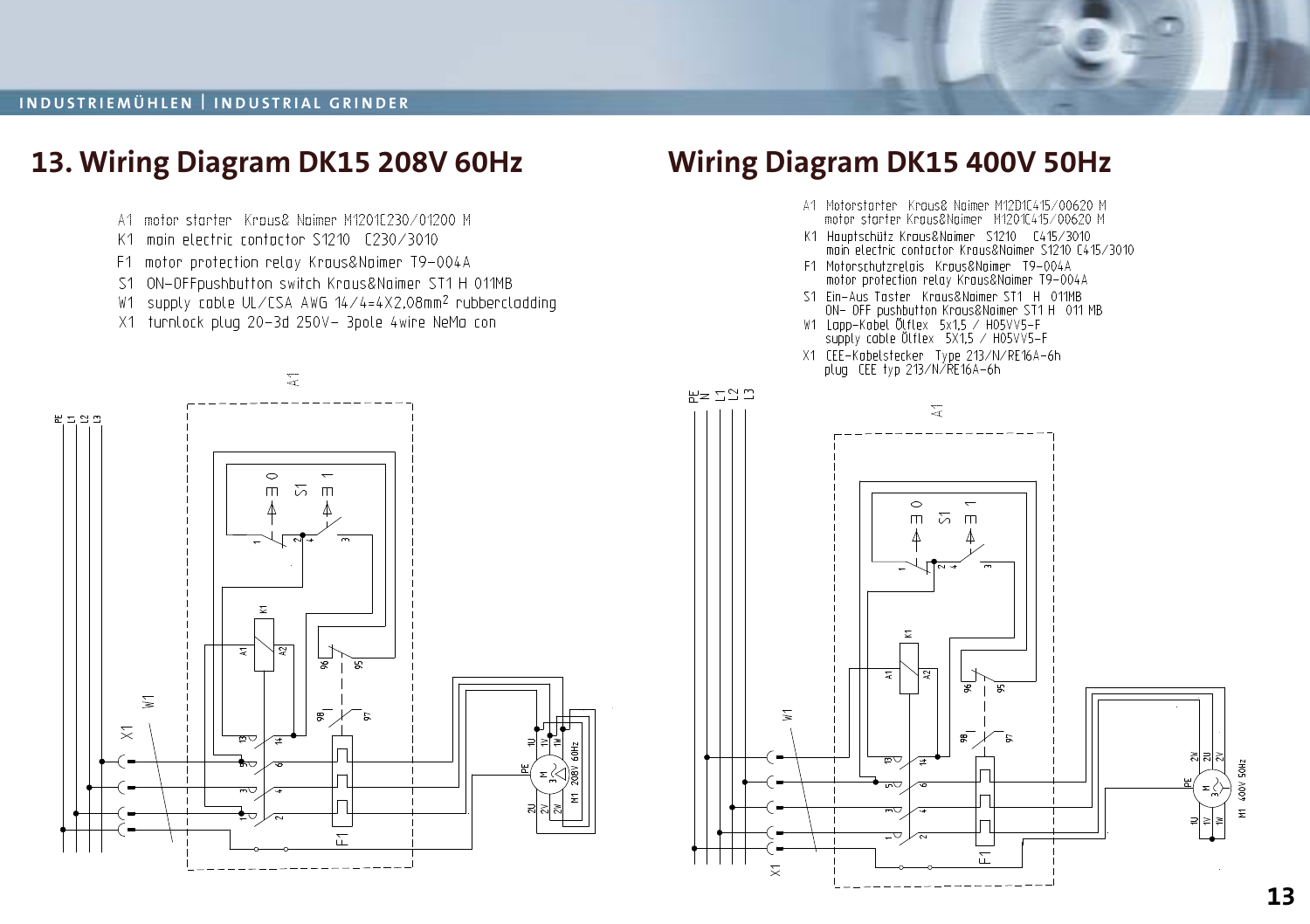# 13. Wiring Diagram DK15 208V 60Hz

A1 motor starter Kraus& Naimer M1201C230/01200 M
K1 main electric contactor S1210 C230/3010
F1 motor protection relay Kraus&Naimer T9-004A
S1 ON-OFFpushbutton switch Kraus&Naimer ST1 H 011MB
W1 supply cable UL/CSA AWG 14/4=4X2,08mm² rubbercladding
X1 turnlock plug 20-3d 250V- 3pole 4wire NeMa con

# Wiring Diagram DK15 400V 50Hz

A1 Motorstarter Kraus& Naimer M12D1C415/00620 M
motor starter Kraus&Naimer M1201C415/00620 M
K1 Hauptschütz Kraus&Naimer S1210 C415/3010
main electric contactor Kraus&Naimer S1210 C415/3010
F1 Motorschutzrelais Kraus&Naimer T9-004A
motor protection relay Kraus&Naimer T9-004A
S1 Ein-Aus Taster Kraus&Naimer ST1 H 011MB
ON- OFF pushbutton Kraus&Naimer ST1 H 011 MB
W1 Lapp-Kabel Ölflex 5x1,5 / H05VV5-F
supply cable Ölflex 5X1,5 / H05VV5-F
X1 CEE-Kabelstecker Type 213/N/RE16A-6h
plug CEE typ 213/N/RE16A-6h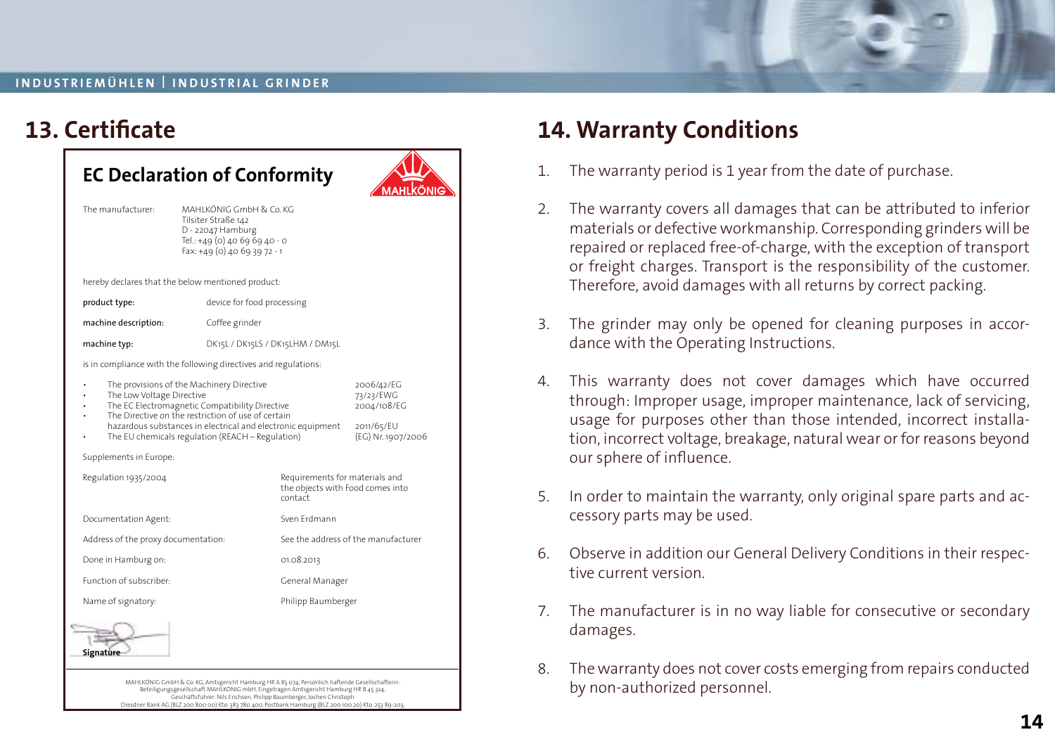## 13. Certificate

### EC Declaration of Conformity

MAHLKÖNIG

| | |
|---|---|
| The manufacturer: | MAHLKÖNIG GmbH & Co. KG<br>Tilsiter Straße 142<br>D - 22047 Hamburg<br>Tel.: +49 (0) 40 69 69 40 - 0<br>Fax: +49 (0) 40 69 39 72 - 1 |

hereby declares that the below mentioned product:

| | |
|---|---|
| product type: | device for food processing |
| machine description: | Coffee grinder |
| machine typ: | DK15L / DK15LS / DK15LHM / DM15L |

is in compliance with the following directives and regulations:

- The provisions of the Machinery Directive — 2006/42/EG
- The Low Voltage Directive — 73/23/EWG
- The EC Electromagnetic Compatibility Directive — 2004/108/EG
- The Directive on the restriction of use of certain hazardous substances in electrical and electronic equipment — 2011/65/EU
- The EU chemicals regulation (REACH – Regulation) — (EG) Nr. 1907/2006

Supplements in Europe:

| | |
|---|---|
| Regulation 1935/2004 | Requirements for materials and the objects with Food comes into contact |
| Documentation Agent: | Sven Erdmann |
| Address of the proxy documentation: | See the address of the manufacturer |
| Done in Hamburg on: | 01.08.2013 |
| Function of subscriber: | General Manager |
| Name of signatory: | Philipp Baumberger |

**Signature**

MAHLKÖNIG GmbH & Co. KG, Amtsgericht Hamburg HR A 85 074; Persönlich haftende Gesellschafterin: Beteiligungsgesellschaft MAHLKÖNIG mbH, Eingetragen Amtsgericht Hamburg HR B 45 324, Geschäftsführer: Nils Erichsen, Philipp Baumberger, Jochen Christoph
Dresdner Bank AG (BLZ 200 800 00) Kto. 383 780 400, Postbank Hamburg (BLZ 200 100 20) Kto. 253 89-203,

## 14. Warranty Conditions

1. The warranty period is 1 year from the date of purchase.
2. The warranty covers all damages that can be attributed to inferior materials or defective workmanship. Corresponding grinders will be repaired or replaced free-of-charge, with the exception of transport or freight charges. Transport is the responsibility of the customer. Therefore, avoid damages with all returns by correct packing.
3. The grinder may only be opened for cleaning purposes in accordance with the Operating Instructions.
4. This warranty does not cover damages which have occurred through: Improper usage, improper maintenance, lack of servicing, usage for purposes other than those intended, incorrect installation, incorrect voltage, breakage, natural wear or for reasons beyond our sphere of influence.
5. In order to maintain the warranty, only original spare parts and accessory parts may be used.
6. Observe in addition our General Delivery Conditions in their respective current version.
7. The manufacturer is in no way liable for consecutive or secondary damages.
8. The warranty does not cover costs emerging from repairs conducted by non-authorized personnel.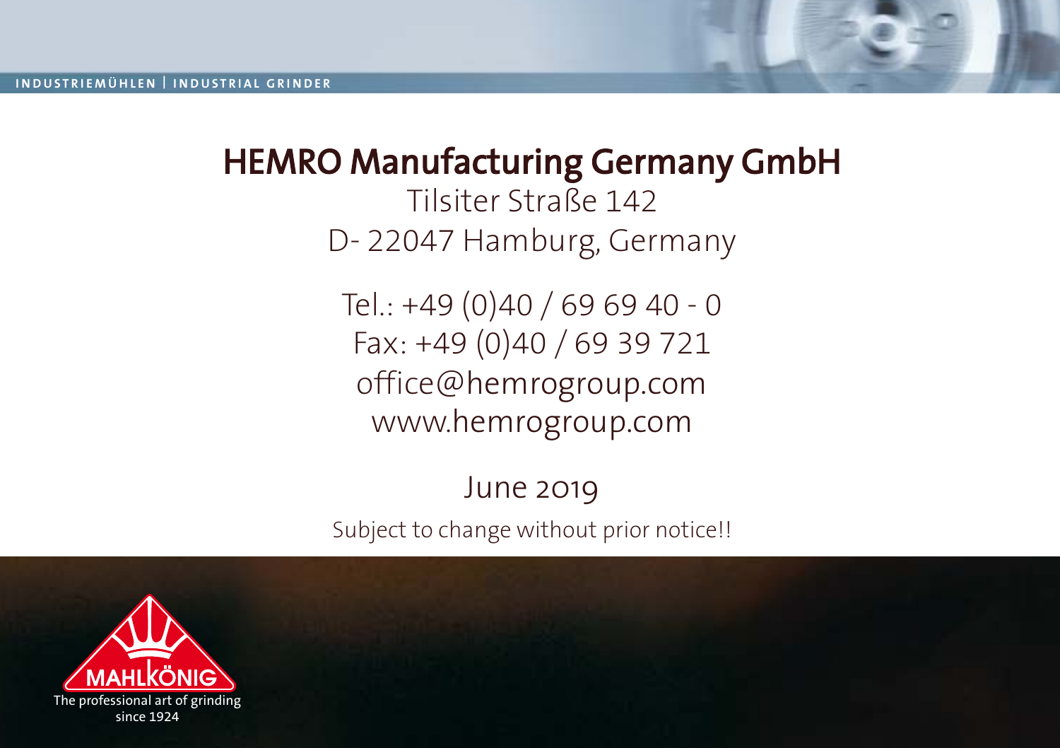INDUSTRIEMÜHLEN | INDUSTRIAL GRINDER

# HEMRO Manufacturing Germany GmbH

Tilsiter Straße 142
D- 22047 Hamburg, Germany

Tel.: +49 (0)40 / 69 69 40 - 0
Fax: +49 (0)40 / 69 39 721
office@hemrogroup.com
www.hemrogroup.com

June 2019

Subject to change without prior notice!!

MAHLKÖNIG
The professional art of grinding
since 1924